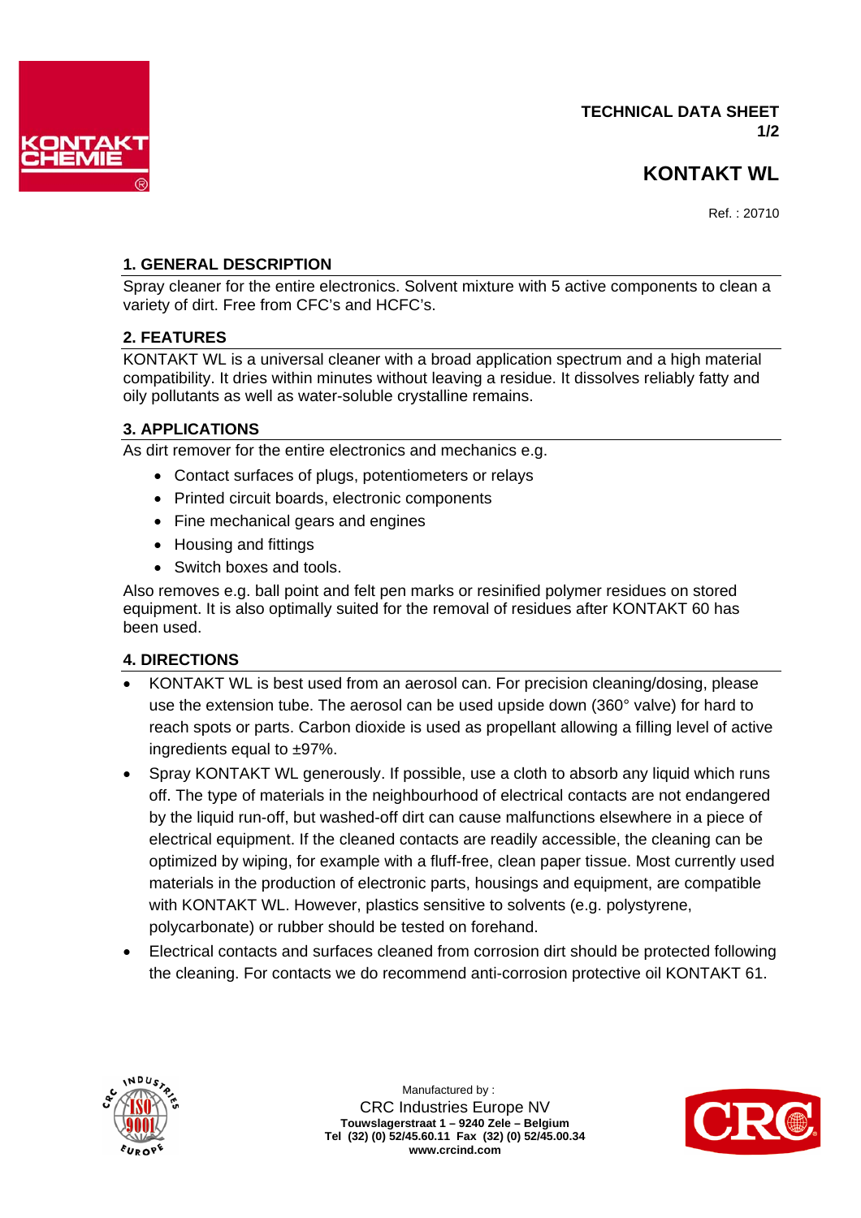TECHNICAL DATA SHEET

# KONTAKT WL

Ref. : 20710

## 1. GENERAL DESCRIPTION

Spray cleaner for the entire electronics. Solvent mixture with 5 active components to clean a variety of dirt. Free from CFC's and HCFC's.

## 2. FEATURES

KONTAKT WL is a universal cleaner with a broad application spectrum and a high material compatibility. It dries within minutes without leaving a residue. It dissolves reliably fatty and oily pollutants as well as water-soluble crystalline remains.

## 3. APPLICATIONS

As dirt remover for the entire electronics and mechanics e.g.

- Contact surfaces of plugs, potentiometers or relays
- Printed circuit boards, electronic components
- Fine mechanical gears and engines
- Housing and fittings
- Switch boxes and tools.

Also removes e.g. ball point and felt pen marks or resinified polymer residues on stored equipment. It is also optimally suited for the removal of residues after KONTAKT 60 has been used.

## 4. DIRECTIONS

- KONTAKT WL is best used from an aerosol can. For precision cleaning/dosing, please use the extension tube. The aerosol can be used upside down (360° valve) for hard to reach spots or parts. Carbon dioxide is used as propellant allowing a filling level of active ingredients equal to ±97%.
- Spray KONTAKT WL generously. If possible, use a cloth to absorb any liquid which runs off. The type of materials in the neighbourhood of electrical contacts are not endangered by the liquid run-off, but washed-off dirt can cause malfunctions elsewhere in a piece of electrical equipment. If the cleaned contacts are readily accessible, the cleaning can be optimized by wiping, for example with a fluff-free, clean paper tissue. Most currently used materials in the production of electronic parts, housings and equipment, are compatible with KONTAKT WL. However, plastics sensitive to solvents (e.g. polystyrene, polycarbonate) or rubber should be tested on forehand.
- Electrical contacts and surfaces cleaned from corrosion dirt should be protected following the cleaning. For contacts we do recommend anti-corrosion protective oil KONTAKT 61.

Manufactured by :
CRC Industries Europe NV
**Touwslagerstraat 1 – 9240 Zele – Belgium**
**Tel (32) (0) 52/45.60.11 Fax (32) (0) 52/45.00.34**
**www.crcind.com**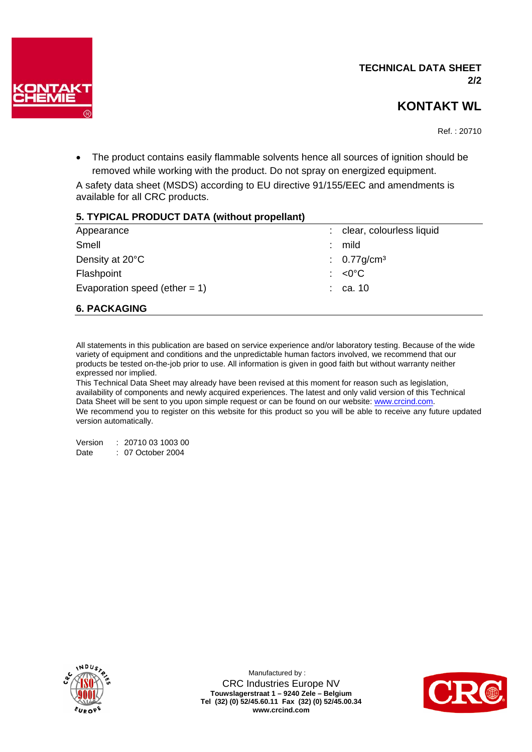- The product contains easily flammable solvents hence all sources of ignition should be removed while working with the product. Do not spray on energized equipment.

A safety data sheet (MSDS) according to EU directive 91/155/EEC and amendments is available for all CRC products.

## 5. TYPICAL PRODUCT DATA (without propellant)

| | |
|---|---|
| Appearance | : clear, colourless liquid |
| Smell | : mild |
| Density at 20°C | : $0.77 g/cm^3$ |
| Flashpoint | : <0°C |
| Evaporation speed (ether = 1) | : ca. 10 |

## 6. PACKAGING

All statements in this publication are based on service experience and/or laboratory testing. Because of the wide variety of equipment and conditions and the unpredictable human factors involved, we recommend that our products be tested on-the-job prior to use. All information is given in good faith but without warranty neither expressed nor implied.
This Technical Data Sheet may already have been revised at this moment for reason such as legislation, availability of components and newly acquired experiences. The latest and only valid version of this Technical Data Sheet will be sent to you upon simple request or can be found on our website: www.crcind.com.
We recommend you to register on this website for this product so you will be able to receive any future updated version automatically.

Version : 20710 03 1003 00
Date : 07 October 2004

Manufactured by :
CRC Industries Europe NV
**Touwslagerstraat 1 – 9240 Zele – Belgium**
**Tel (32) (0) 52/45.60.11 Fax (32) (0) 52/45.00.34**
**www.crcind.com**